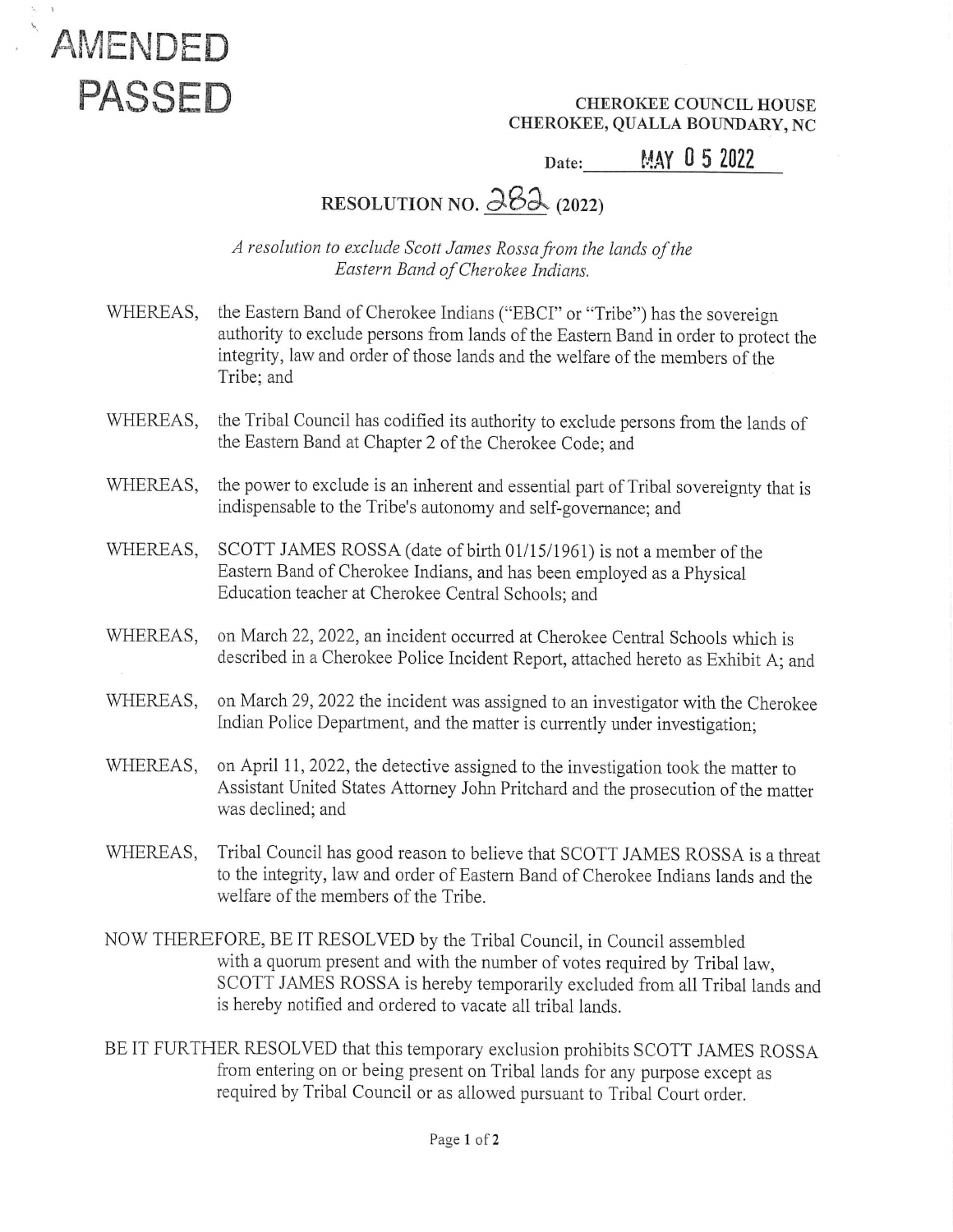**AMENDED**
**PASSED**

CHEROKEE COUNCIL HOUSE
CHEROKEE, QUALLA BOUNDARY, NC

Date: MAY 0 5 2022

# RESOLUTION NO. 282 (2022)

*A resolution to exclude Scott James Rossa from the lands of the Eastern Band of Cherokee Indians.*

WHEREAS, the Eastern Band of Cherokee Indians ("EBCI" or "Tribe") has the sovereign authority to exclude persons from lands of the Eastern Band in order to protect the integrity, law and order of those lands and the welfare of the members of the Tribe; and

WHEREAS, the Tribal Council has codified its authority to exclude persons from the lands of the Eastern Band at Chapter 2 of the Cherokee Code; and

WHEREAS, the power to exclude is an inherent and essential part of Tribal sovereignty that is indispensable to the Tribe's autonomy and self-governance; and

WHEREAS, SCOTT JAMES ROSSA (date of birth 01/15/1961) is not a member of the Eastern Band of Cherokee Indians, and has been employed as a Physical Education teacher at Cherokee Central Schools; and

WHEREAS, on March 22, 2022, an incident occurred at Cherokee Central Schools which is described in a Cherokee Police Incident Report, attached hereto as Exhibit A; and

WHEREAS, on March 29, 2022 the incident was assigned to an investigator with the Cherokee Indian Police Department, and the matter is currently under investigation;

WHEREAS, on April 11, 2022, the detective assigned to the investigation took the matter to Assistant United States Attorney John Pritchard and the prosecution of the matter was declined; and

WHEREAS, Tribal Council has good reason to believe that SCOTT JAMES ROSSA is a threat to the integrity, law and order of Eastern Band of Cherokee Indians lands and the welfare of the members of the Tribe.

NOW THEREFORE, BE IT RESOLVED by the Tribal Council, in Council assembled with a quorum present and with the number of votes required by Tribal law, SCOTT JAMES ROSSA is hereby temporarily excluded from all Tribal lands and is hereby notified and ordered to vacate all tribal lands.

BE IT FURTHER RESOLVED that this temporary exclusion prohibits SCOTT JAMES ROSSA from entering on or being present on Tribal lands for any purpose except as required by Tribal Council or as allowed pursuant to Tribal Court order.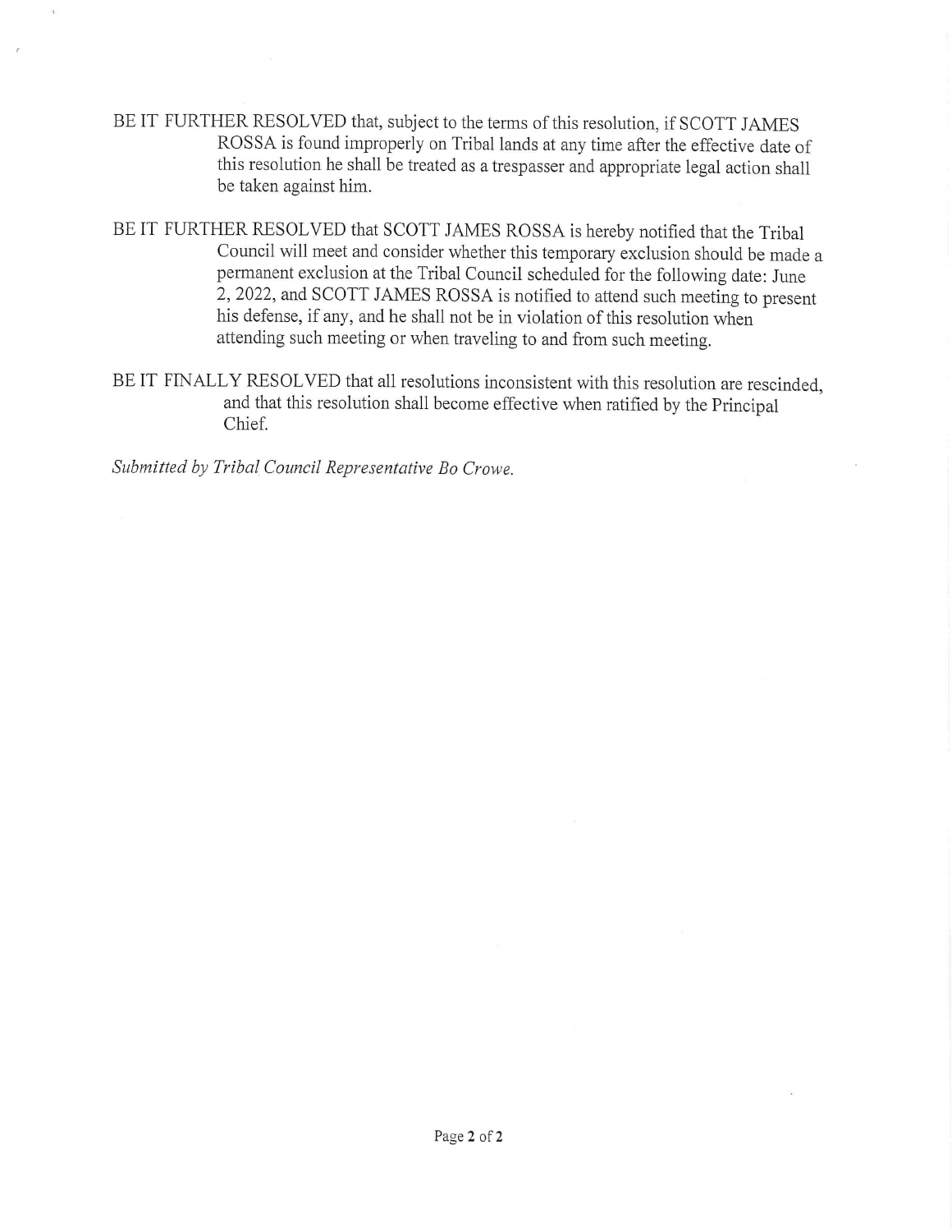BE IT FURTHER RESOLVED that, subject to the terms of this resolution, if SCOTT JAMES ROSSA is found improperly on Tribal lands at any time after the effective date of this resolution he shall be treated as a trespasser and appropriate legal action shall be taken against him.

BE IT FURTHER RESOLVED that SCOTT JAMES ROSSA is hereby notified that the Tribal Council will meet and consider whether this temporary exclusion should be made a permanent exclusion at the Tribal Council scheduled for the following date: June 2, 2022, and SCOTT JAMES ROSSA is notified to attend such meeting to present his defense, if any, and he shall not be in violation of this resolution when attending such meeting or when traveling to and from such meeting.

BE IT FINALLY RESOLVED that all resolutions inconsistent with this resolution are rescinded, and that this resolution shall become effective when ratified by the Principal Chief.

*Submitted by Tribal Council Representative Bo Crowe.*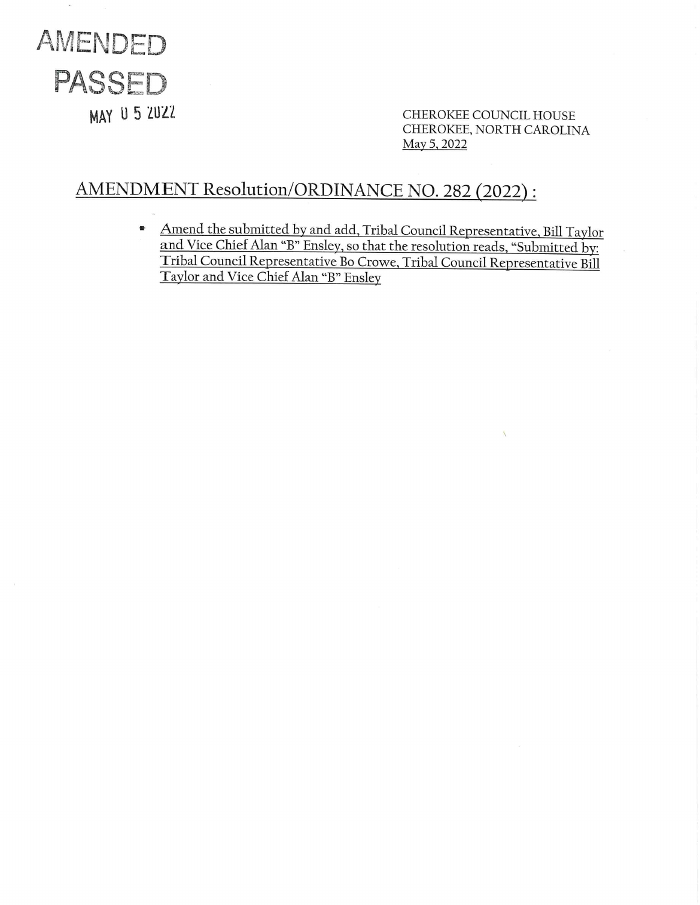AMENDED
PASSED
MAY 0 5 2022

CHEROKEE COUNCIL HOUSE
CHEROKEE, NORTH CAROLINA
May 5, 2022

# AMENDMENT Resolution/ORDINANCE NO. 282 (2022) :

- Amend the submitted by and add, Tribal Council Representative, Bill Taylor and Vice Chief Alan "B" Ensley, so that the resolution reads, "Submitted by: Tribal Council Representative Bo Crowe, Tribal Council Representative Bill Taylor and Vice Chief Alan "B" Ensley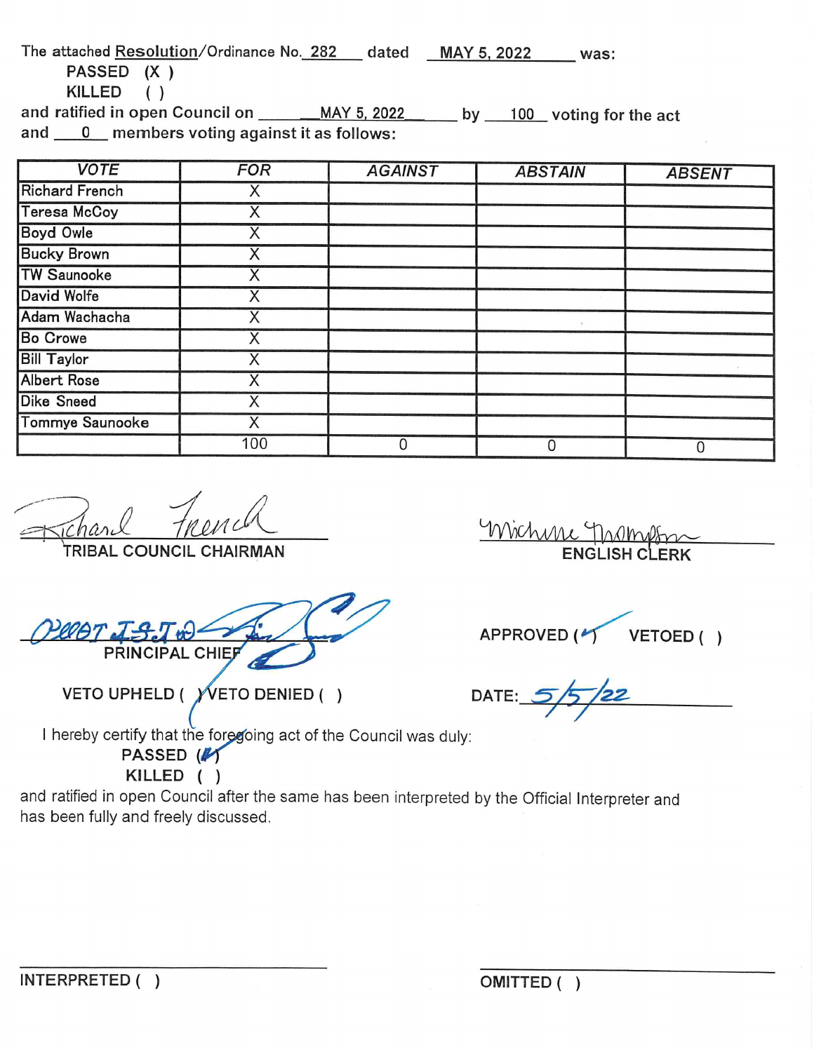The attached Resolution/Ordinance No. 282 dated MAY 5, 2022 was:

PASSED (X)

KILLED ( )

and ratified in open Council on MAY 5, 2022 by 100 voting for the act and 0 members voting against it as follows:

| VOTE | FOR | AGAINST | ABSTAIN | ABSENT |
|---|---|---|---|---|
| Richard French | X | | | |
| Teresa McCoy | X | | | |
| Boyd Owle | X | | | |
| Bucky Brown | X | | | |
| TW Saunooke | X | | | |
| David Wolfe | X | | | |
| Adam Wachacha | X | | | |
| Bo Crowe | X | | | |
| Bill Taylor | X | | | |
| Albert Rose | X | | | |
| Dike Sneed | X | | | |
| Tommye Saunooke | X | | | |
| | 100 | 0 | 0 | 0 |

Richard French

TRIBAL COUNCIL CHAIRMAN

Michelle Thompson

ENGLISH CLERK

PRINCIPAL CHIEF

APPROVED (✓) VETOED ( )

VETO UPHELD ( ) VETO DENIED ( )

DATE: 5/5/22

I hereby certify that the foregoing act of the Council was duly:

PASSED (✓)

KILLED ( )

and ratified in open Council after the same has been interpreted by the Official Interpreter and has been fully and freely discussed.

INTERPRETED ( )

OMITTED ( )